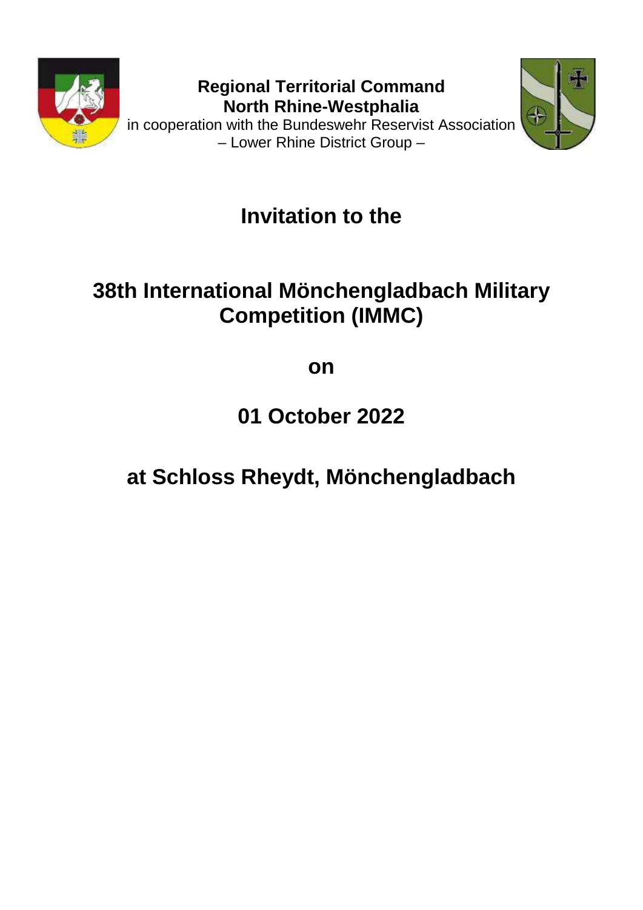**Regional Territorial Command**
**North Rhine-Westphalia**
in cooperation with the Bundeswehr Reservist Association
– Lower Rhine District Group –

# Invitation to the

# 38th International Mönchengladbach Military Competition (IMMC)

# on

# 01 October 2022

# at Schloss Rheydt, Mönchengladbach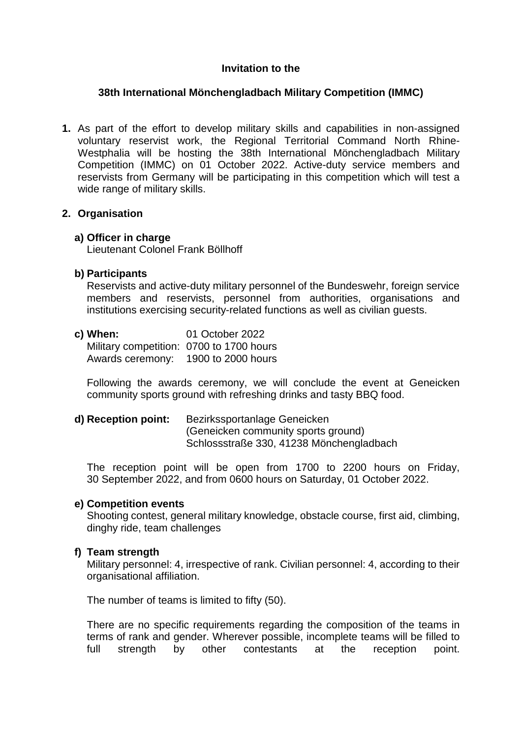**Invitation to the**

**38th International Mönchengladbach Military Competition (IMMC)**

**1.** As part of the effort to develop military skills and capabilities in non-assigned voluntary reservist work, the Regional Territorial Command North Rhine-Westphalia will be hosting the 38th International Mönchengladbach Military Competition (IMMC) on 01 October 2022. Active-duty service members and reservists from Germany will be participating in this competition which will test a wide range of military skills.

**2. Organisation**

**a) Officer in charge**
Lieutenant Colonel Frank Böllhoff

**b) Participants**
Reservists and active-duty military personnel of the Bundeswehr, foreign service members and reservists, personnel from authorities, organisations and institutions exercising security-related functions as well as civilian guests.

**c) When:** 01 October 2022
Military competition: 0700 to 1700 hours
Awards ceremony: 1900 to 2000 hours

Following the awards ceremony, we will conclude the event at Geneicken community sports ground with refreshing drinks and tasty BBQ food.

**d) Reception point:** Bezirkssportanlage Geneicken
(Geneicken community sports ground)
Schlossstraße 330, 41238 Mönchengladbach

The reception point will be open from 1700 to 2200 hours on Friday, 30 September 2022, and from 0600 hours on Saturday, 01 October 2022.

**e) Competition events**
Shooting contest, general military knowledge, obstacle course, first aid, climbing, dinghy ride, team challenges

**f) Team strength**
Military personnel: 4, irrespective of rank. Civilian personnel: 4, according to their organisational affiliation.

The number of teams is limited to fifty (50).

There are no specific requirements regarding the composition of the teams in terms of rank and gender. Wherever possible, incomplete teams will be filled to full strength by other contestants at the reception point.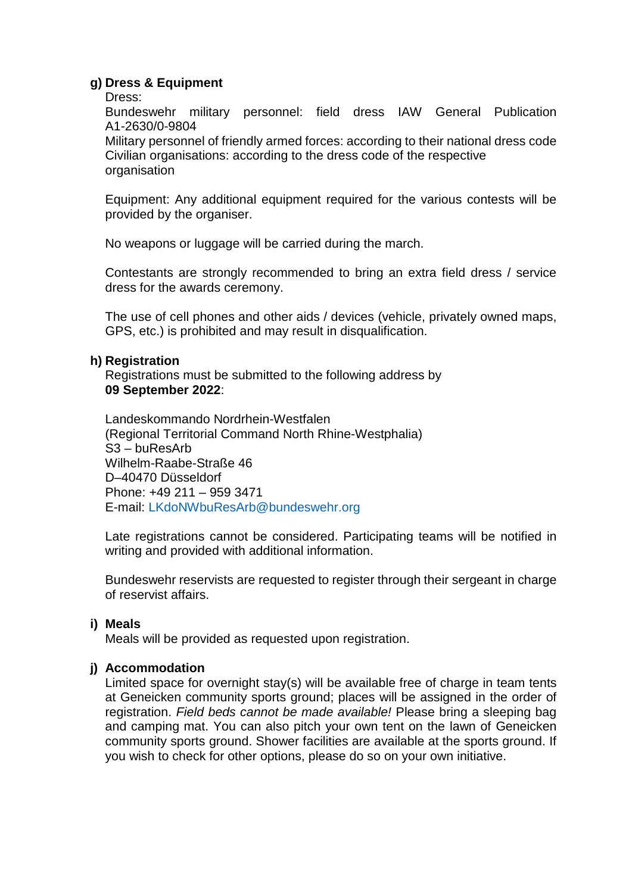**g) Dress & Equipment**

Dress:

Bundeswehr military personnel: field dress IAW General Publication A1-2630/0-9804

Military personnel of friendly armed forces: according to their national dress code

Civilian organisations: according to the dress code of the respective organisation

Equipment: Any additional equipment required for the various contests will be provided by the organiser.

No weapons or luggage will be carried during the march.

Contestants are strongly recommended to bring an extra field dress / service dress for the awards ceremony.

The use of cell phones and other aids / devices (vehicle, privately owned maps, GPS, etc.) is prohibited and may result in disqualification.

**h) Registration**

Registrations must be submitted to the following address by **09 September 2022**:

Landeskommando Nordrhein-Westfalen
(Regional Territorial Command North Rhine-Westphalia)
S3 – buResArb
Wilhelm-Raabe-Straße 46
D–40470 Düsseldorf
Phone: +49 211 – 959 3471
E-mail: LKdoNWbuResArb@bundeswehr.org

Late registrations cannot be considered. Participating teams will be notified in writing and provided with additional information.

Bundeswehr reservists are requested to register through their sergeant in charge of reservist affairs.

**i) Meals**

Meals will be provided as requested upon registration.

**j) Accommodation**

Limited space for overnight stay(s) will be available free of charge in team tents at Geneicken community sports ground; places will be assigned in the order of registration. *Field beds cannot be made available!* Please bring a sleeping bag and camping mat. You can also pitch your own tent on the lawn of Geneicken community sports ground. Shower facilities are available at the sports ground. If you wish to check for other options, please do so on your own initiative.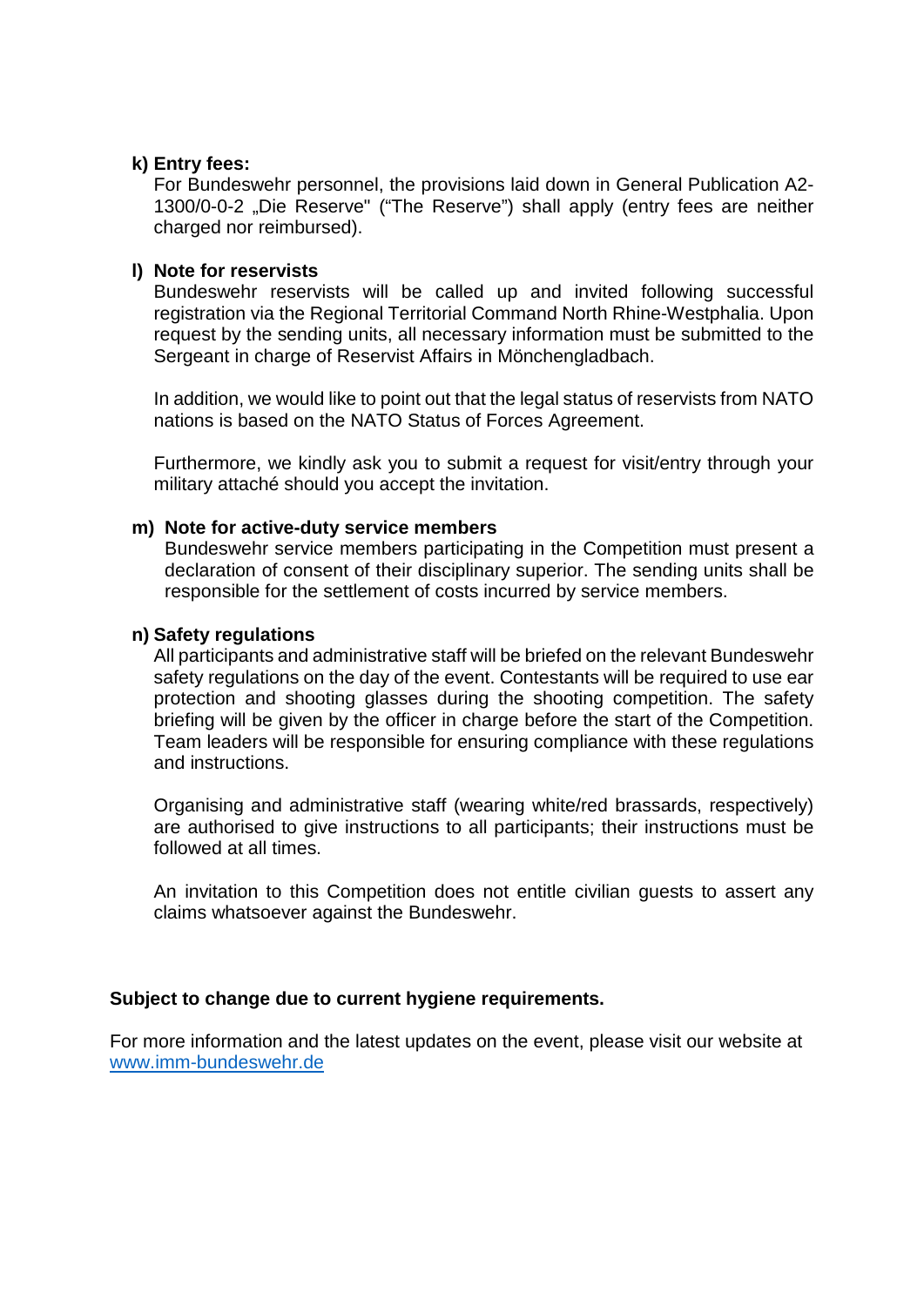**k) Entry fees:**

For Bundeswehr personnel, the provisions laid down in General Publication A2-1300/0-0-2 „Die Reserve" ("The Reserve") shall apply (entry fees are neither charged nor reimbursed).

**l) Note for reservists**

Bundeswehr reservists will be called up and invited following successful registration via the Regional Territorial Command North Rhine-Westphalia. Upon request by the sending units, all necessary information must be submitted to the Sergeant in charge of Reservist Affairs in Mönchengladbach.

In addition, we would like to point out that the legal status of reservists from NATO nations is based on the NATO Status of Forces Agreement.

Furthermore, we kindly ask you to submit a request for visit/entry through your military attaché should you accept the invitation.

**m) Note for active-duty service members**

Bundeswehr service members participating in the Competition must present a declaration of consent of their disciplinary superior. The sending units shall be responsible for the settlement of costs incurred by service members.

**n) Safety regulations**

All participants and administrative staff will be briefed on the relevant Bundeswehr safety regulations on the day of the event. Contestants will be required to use ear protection and shooting glasses during the shooting competition. The safety briefing will be given by the officer in charge before the start of the Competition. Team leaders will be responsible for ensuring compliance with these regulations and instructions.

Organising and administrative staff (wearing white/red brassards, respectively) are authorised to give instructions to all participants; their instructions must be followed at all times.

An invitation to this Competition does not entitle civilian guests to assert any claims whatsoever against the Bundeswehr.

**Subject to change due to current hygiene requirements.**

For more information and the latest updates on the event, please visit our website at [www.imm-bundeswehr.de](http://www.imm-bundeswehr.de)